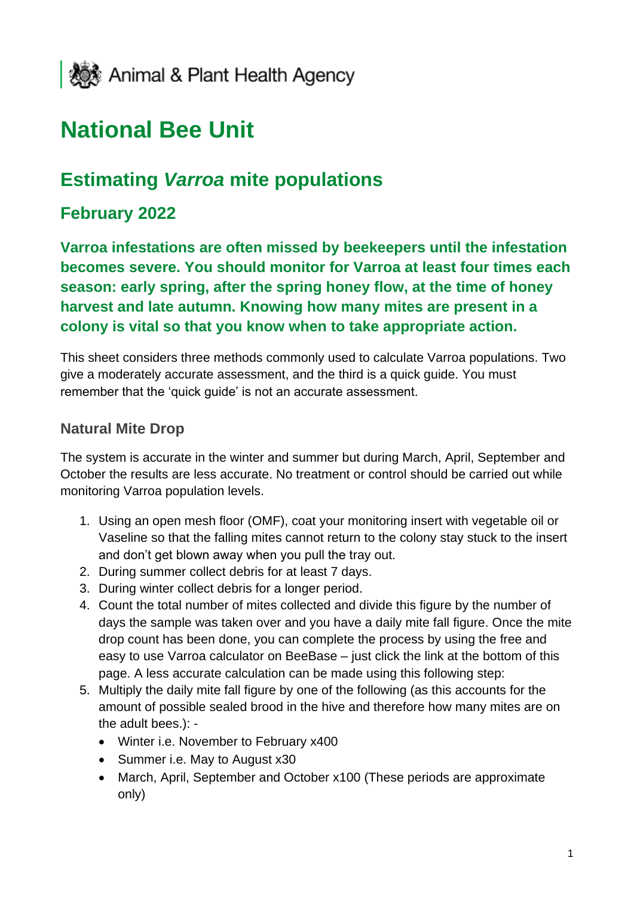Animal & Plant Health Agency

# National Bee Unit

## Estimating *Varroa* mite populations

### February 2022

**Varroa infestations are often missed by beekeepers until the infestation becomes severe. You should monitor for Varroa at least four times each season: early spring, after the spring honey flow, at the time of honey harvest and late autumn. Knowing how many mites are present in a colony is vital so that you know when to take appropriate action.**

This sheet considers three methods commonly used to calculate Varroa populations. Two give a moderately accurate assessment, and the third is a quick guide. You must remember that the 'quick guide' is not an accurate assessment.

### Natural Mite Drop

The system is accurate in the winter and summer but during March, April, September and October the results are less accurate. No treatment or control should be carried out while monitoring Varroa population levels.

1. Using an open mesh floor (OMF), coat your monitoring insert with vegetable oil or Vaseline so that the falling mites cannot return to the colony stay stuck to the insert and don't get blown away when you pull the tray out.
2. During summer collect debris for at least 7 days.
3. During winter collect debris for a longer period.
4. Count the total number of mites collected and divide this figure by the number of days the sample was taken over and you have a daily mite fall figure. Once the mite drop count has been done, you can complete the process by using the free and easy to use Varroa calculator on BeeBase – just click the link at the bottom of this page. A less accurate calculation can be made using this following step:
5. Multiply the daily mite fall figure by one of the following (as this accounts for the amount of possible sealed brood in the hive and therefore how many mites are on the adult bees.): -
   - Winter i.e. November to February x400
   - Summer i.e. May to August x30
   - March, April, September and October x100 (These periods are approximate only)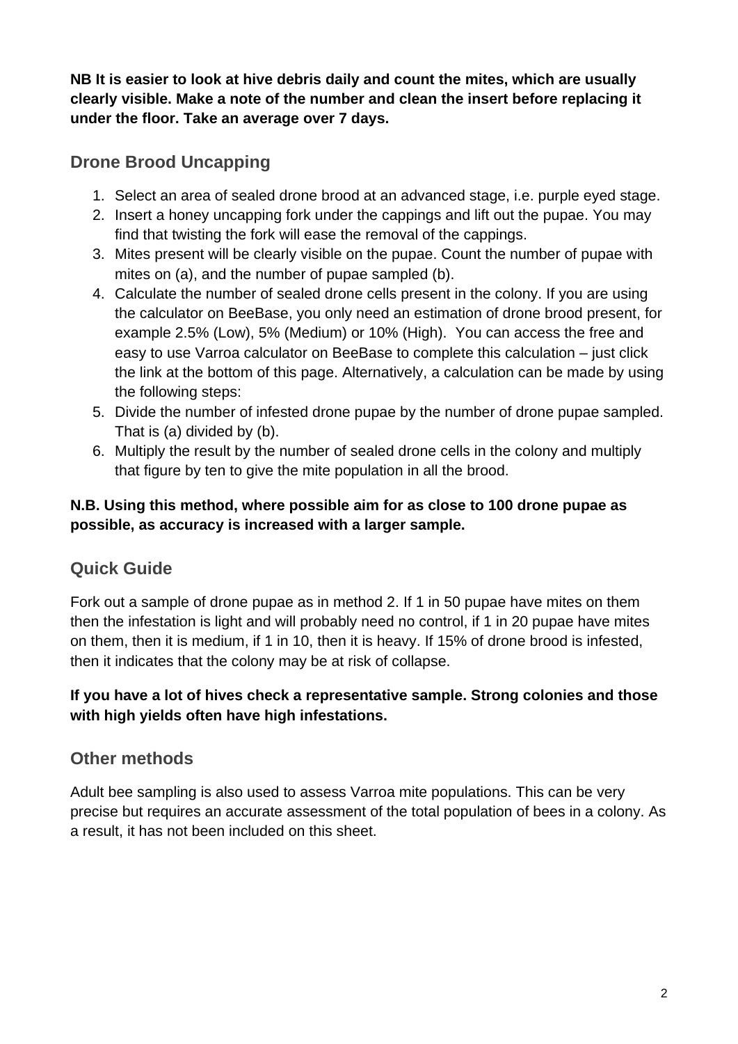**NB It is easier to look at hive debris daily and count the mites, which are usually clearly visible. Make a note of the number and clean the insert before replacing it under the floor. Take an average over 7 days.**

## Drone Brood Uncapping

1. Select an area of sealed drone brood at an advanced stage, i.e. purple eyed stage.
2. Insert a honey uncapping fork under the cappings and lift out the pupae. You may find that twisting the fork will ease the removal of the cappings.
3. Mites present will be clearly visible on the pupae. Count the number of pupae with mites on (a), and the number of pupae sampled (b).
4. Calculate the number of sealed drone cells present in the colony. If you are using the calculator on BeeBase, you only need an estimation of drone brood present, for example 2.5% (Low), 5% (Medium) or 10% (High). You can access the free and easy to use Varroa calculator on BeeBase to complete this calculation – just click the link at the bottom of this page. Alternatively, a calculation can be made by using the following steps:
5. Divide the number of infested drone pupae by the number of drone pupae sampled. That is (a) divided by (b).
6. Multiply the result by the number of sealed drone cells in the colony and multiply that figure by ten to give the mite population in all the brood.

**N.B. Using this method, where possible aim for as close to 100 drone pupae as possible, as accuracy is increased with a larger sample.**

## Quick Guide

Fork out a sample of drone pupae as in method 2. If 1 in 50 pupae have mites on them then the infestation is light and will probably need no control, if 1 in 20 pupae have mites on them, then it is medium, if 1 in 10, then it is heavy. If 15% of drone brood is infested, then it indicates that the colony may be at risk of collapse.

**If you have a lot of hives check a representative sample. Strong colonies and those with high yields often have high infestations.**

## Other methods

Adult bee sampling is also used to assess Varroa mite populations. This can be very precise but requires an accurate assessment of the total population of bees in a colony. As a result, it has not been included on this sheet.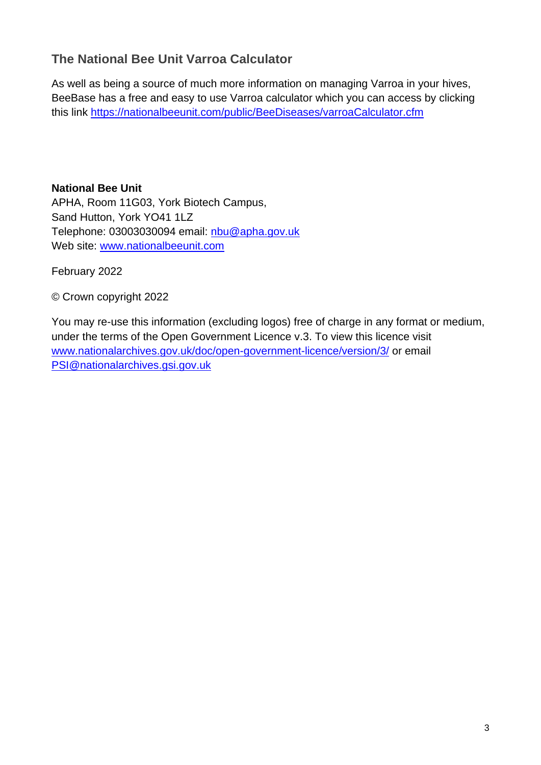## The National Bee Unit Varroa Calculator

As well as being a source of much more information on managing Varroa in your hives, BeeBase has a free and easy to use Varroa calculator which you can access by clicking this link https://nationalbeeunit.com/public/BeeDiseases/varroaCalculator.cfm

**National Bee Unit**
APHA, Room 11G03, York Biotech Campus,
Sand Hutton, York YO41 1LZ
Telephone: 03003030094 email: nbu@apha.gov.uk
Web site: www.nationalbeeunit.com

February 2022

© Crown copyright 2022

You may re-use this information (excluding logos) free of charge in any format or medium, under the terms of the Open Government Licence v.3. To view this licence visit www.nationalarchives.gov.uk/doc/open-government-licence/version/3/ or email PSI@nationalarchives.gsi.gov.uk